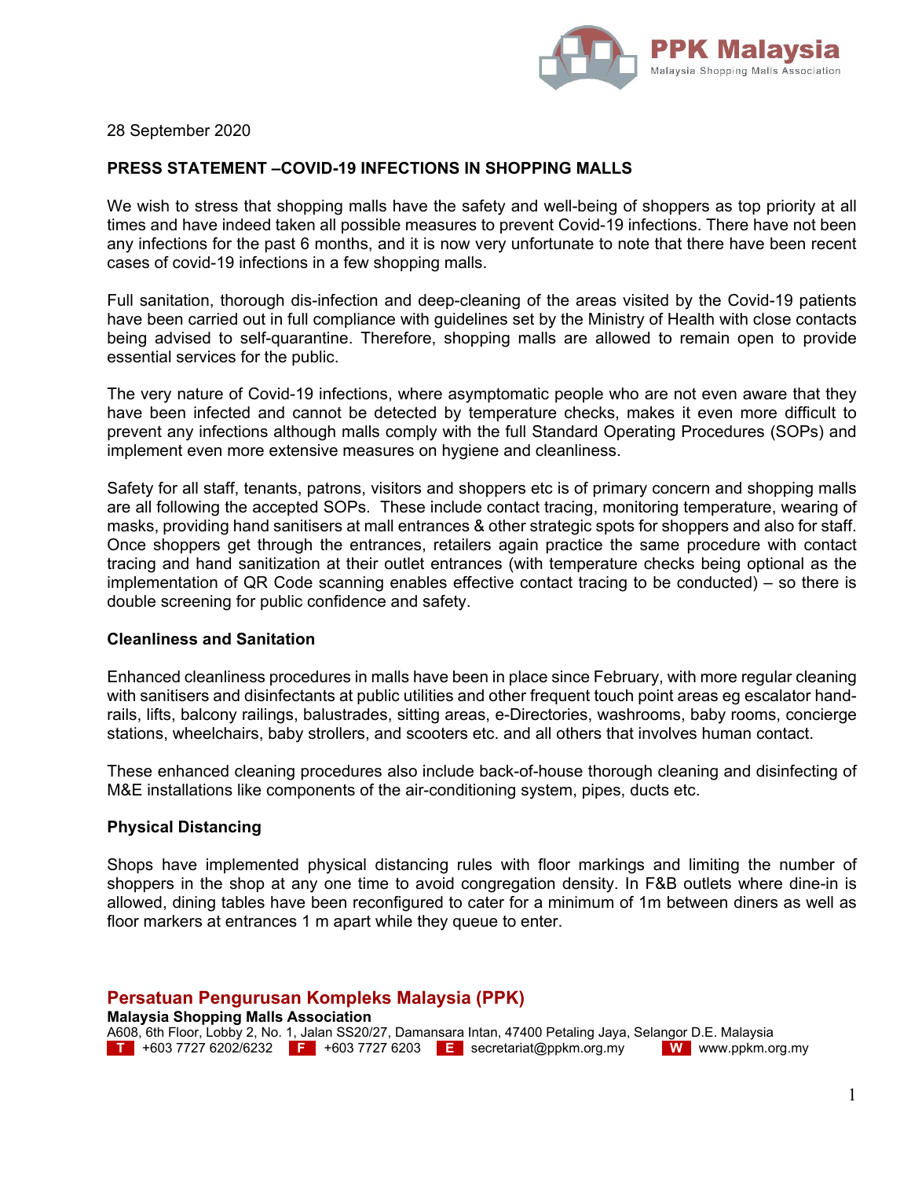PPK Malaysia
Malaysia Shopping Malls Association

28 September 2020

**PRESS STATEMENT –COVID-19 INFECTIONS IN SHOPPING MALLS**

We wish to stress that shopping malls have the safety and well-being of shoppers as top priority at all times and have indeed taken all possible measures to prevent Covid-19 infections. There have not been any infections for the past 6 months, and it is now very unfortunate to note that there have been recent cases of covid-19 infections in a few shopping malls.

Full sanitation, thorough dis-infection and deep-cleaning of the areas visited by the Covid-19 patients have been carried out in full compliance with guidelines set by the Ministry of Health with close contacts being advised to self-quarantine. Therefore, shopping malls are allowed to remain open to provide essential services for the public.

The very nature of Covid-19 infections, where asymptomatic people who are not even aware that they have been infected and cannot be detected by temperature checks, makes it even more difficult to prevent any infections although malls comply with the full Standard Operating Procedures (SOPs) and implement even more extensive measures on hygiene and cleanliness.

Safety for all staff, tenants, patrons, visitors and shoppers etc is of primary concern and shopping malls are all following the accepted SOPs. These include contact tracing, monitoring temperature, wearing of masks, providing hand sanitisers at mall entrances & other strategic spots for shoppers and also for staff. Once shoppers get through the entrances, retailers again practice the same procedure with contact tracing and hand sanitization at their outlet entrances (with temperature checks being optional as the implementation of QR Code scanning enables effective contact tracing to be conducted) – so there is double screening for public confidence and safety.

**Cleanliness and Sanitation**

Enhanced cleanliness procedures in malls have been in place since February, with more regular cleaning with sanitisers and disinfectants at public utilities and other frequent touch point areas eg escalator hand-rails, lifts, balcony railings, balustrades, sitting areas, e-Directories, washrooms, baby rooms, concierge stations, wheelchairs, baby strollers, and scooters etc. and all others that involves human contact.

These enhanced cleaning procedures also include back-of-house thorough cleaning and disinfecting of M&E installations like components of the air-conditioning system, pipes, ducts etc.

**Physical Distancing**

Shops have implemented physical distancing rules with floor markings and limiting the number of shoppers in the shop at any one time to avoid congregation density. In F&B outlets where dine-in is allowed, dining tables have been reconfigured to cater for a minimum of 1m between diners as well as floor markers at entrances 1 m apart while they queue to enter.

**Persatuan Pengurusan Kompleks Malaysia (PPK)**
**Malaysia Shopping Malls Association**
A608, 6th Floor, Lobby 2, No. 1, Jalan SS20/27, Damansara Intan, 47400 Petaling Jaya, Selangor D.E. Malaysia
T +603 7727 6202/6232 F +603 7727 6203 E secretariat@ppkm.org.my W www.ppkm.org.my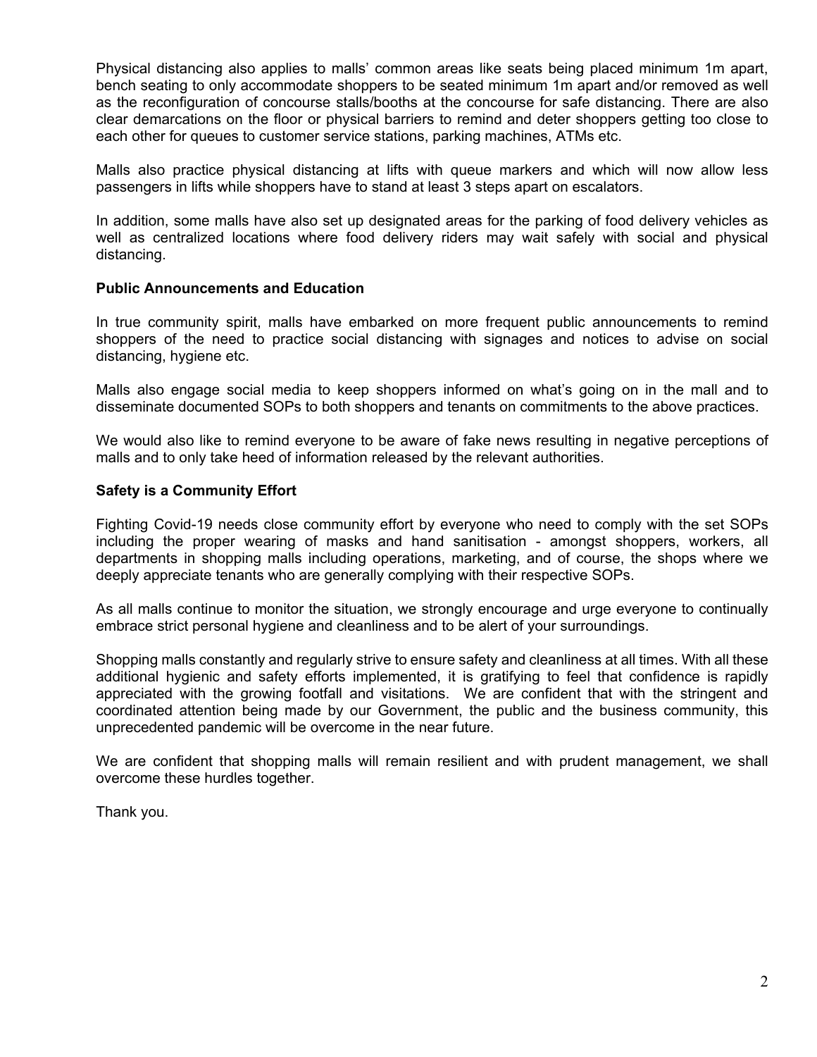Physical distancing also applies to malls' common areas like seats being placed minimum 1m apart, bench seating to only accommodate shoppers to be seated minimum 1m apart and/or removed as well as the reconfiguration of concourse stalls/booths at the concourse for safe distancing. There are also clear demarcations on the floor or physical barriers to remind and deter shoppers getting too close to each other for queues to customer service stations, parking machines, ATMs etc.

Malls also practice physical distancing at lifts with queue markers and which will now allow less passengers in lifts while shoppers have to stand at least 3 steps apart on escalators.

In addition, some malls have also set up designated areas for the parking of food delivery vehicles as well as centralized locations where food delivery riders may wait safely with social and physical distancing.

**Public Announcements and Education**

In true community spirit, malls have embarked on more frequent public announcements to remind shoppers of the need to practice social distancing with signages and notices to advise on social distancing, hygiene etc.

Malls also engage social media to keep shoppers informed on what's going on in the mall and to disseminate documented SOPs to both shoppers and tenants on commitments to the above practices.

We would also like to remind everyone to be aware of fake news resulting in negative perceptions of malls and to only take heed of information released by the relevant authorities.

**Safety is a Community Effort**

Fighting Covid-19 needs close community effort by everyone who need to comply with the set SOPs including the proper wearing of masks and hand sanitisation - amongst shoppers, workers, all departments in shopping malls including operations, marketing, and of course, the shops where we deeply appreciate tenants who are generally complying with their respective SOPs.

As all malls continue to monitor the situation, we strongly encourage and urge everyone to continually embrace strict personal hygiene and cleanliness and to be alert of your surroundings.

Shopping malls constantly and regularly strive to ensure safety and cleanliness at all times. With all these additional hygienic and safety efforts implemented, it is gratifying to feel that confidence is rapidly appreciated with the growing footfall and visitations. We are confident that with the stringent and coordinated attention being made by our Government, the public and the business community, this unprecedented pandemic will be overcome in the near future.

We are confident that shopping malls will remain resilient and with prudent management, we shall overcome these hurdles together.

Thank you.